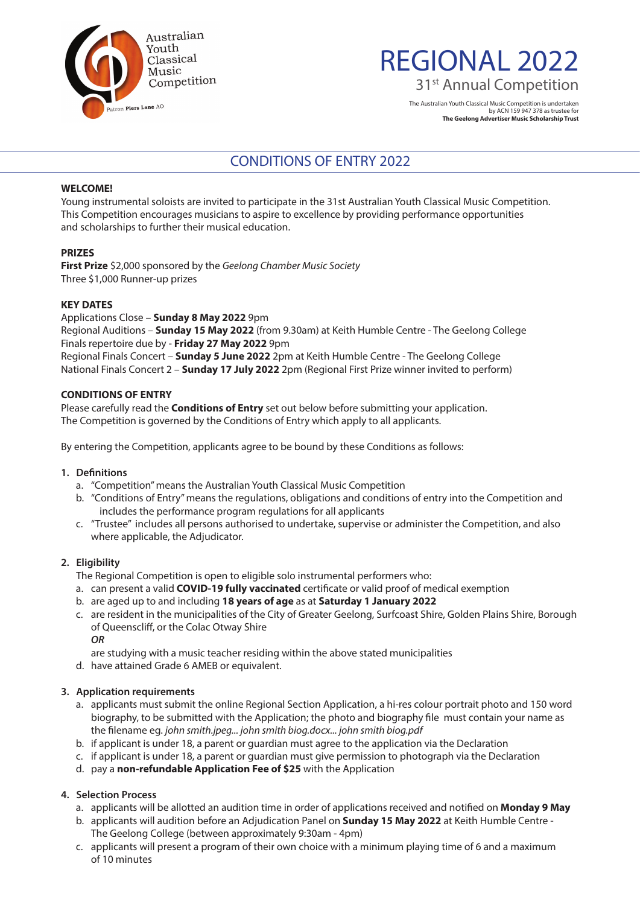Australian Youth Classical Music Competition

Patron **Piers Lane** AO

# REGIONAL 2022

31st Annual Competition

The Australian Youth Classical Music Competition is undertaken by ACN 159 947 378 as trustee for **The Geelong Advertiser Music Scholarship Trust**

## CONDITIONS OF ENTRY 2022

**WELCOME!**

Young instrumental soloists are invited to participate in the 31st Australian Youth Classical Music Competition. This Competition encourages musicians to aspire to excellence by providing performance opportunities and scholarships to further their musical education.

**PRIZES**

**First Prize** $2,000 sponsored by the *Geelong Chamber Music Society*
Three $1,000 Runner-up prizes

**KEY DATES**

Applications Close – **Sunday 8 May 2022** 9pm
Regional Auditions – **Sunday 15 May 2022** (from 9.30am) at Keith Humble Centre - The Geelong College
Finals repertoire due by - **Friday 27 May 2022** 9pm
Regional Finals Concert – **Sunday 5 June 2022** 2pm at Keith Humble Centre - The Geelong College
National Finals Concert 2 – **Sunday 17 July 2022** 2pm (Regional First Prize winner invited to perform)

**CONDITIONS OF ENTRY**

Please carefully read the **Conditions of Entry** set out below before submitting your application.
The Competition is governed by the Conditions of Entry which apply to all applicants.

By entering the Competition, applicants agree to be bound by these Conditions as follows:

1. **Definitions**
   a. "Competition" means the Australian Youth Classical Music Competition
   b. "Conditions of Entry" means the regulations, obligations and conditions of entry into the Competition and includes the performance program regulations for all applicants
   c. "Trustee" includes all persons authorised to undertake, supervise or administer the Competition, and also where applicable, the Adjudicator.

2. **Eligibility**
   The Regional Competition is open to eligible solo instrumental performers who:
   a. can present a valid **COVID-19 fully vaccinated** certificate or valid proof of medical exemption
   b. are aged up to and including **18 years of age** as at **Saturday 1 January 2022**
   c. are resident in the municipalities of the City of Greater Geelong, Surfcoast Shire, Golden Plains Shire, Borough of Queenscliff, or the Colac Otway Shire
   ***OR***
   are studying with a music teacher residing within the above stated municipalities
   d. have attained Grade 6 AMEB or equivalent.

3. **Application requirements**
   a. applicants must submit the online Regional Section Application, a hi-res colour portrait photo and 150 word biography, to be submitted with the Application; the photo and biography file must contain your name as the filename eg. *john smith.jpeg... john smith biog.docx... john smith biog.pdf*
   b. if applicant is under 18, a parent or guardian must agree to the application via the Declaration
   c. if applicant is under 18, a parent or guardian must give permission to photograph via the Declaration
   d. pay a **non-refundable Application Fee of $25** with the Application

4. **Selection Process**
   a. applicants will be allotted an audition time in order of applications received and notified on **Monday 9 May**
   b. applicants will audition before an Adjudication Panel on **Sunday 15 May 2022** at Keith Humble Centre - The Geelong College (between approximately 9:30am - 4pm)
   c. applicants will present a program of their own choice with a minimum playing time of 6 and a maximum of 10 minutes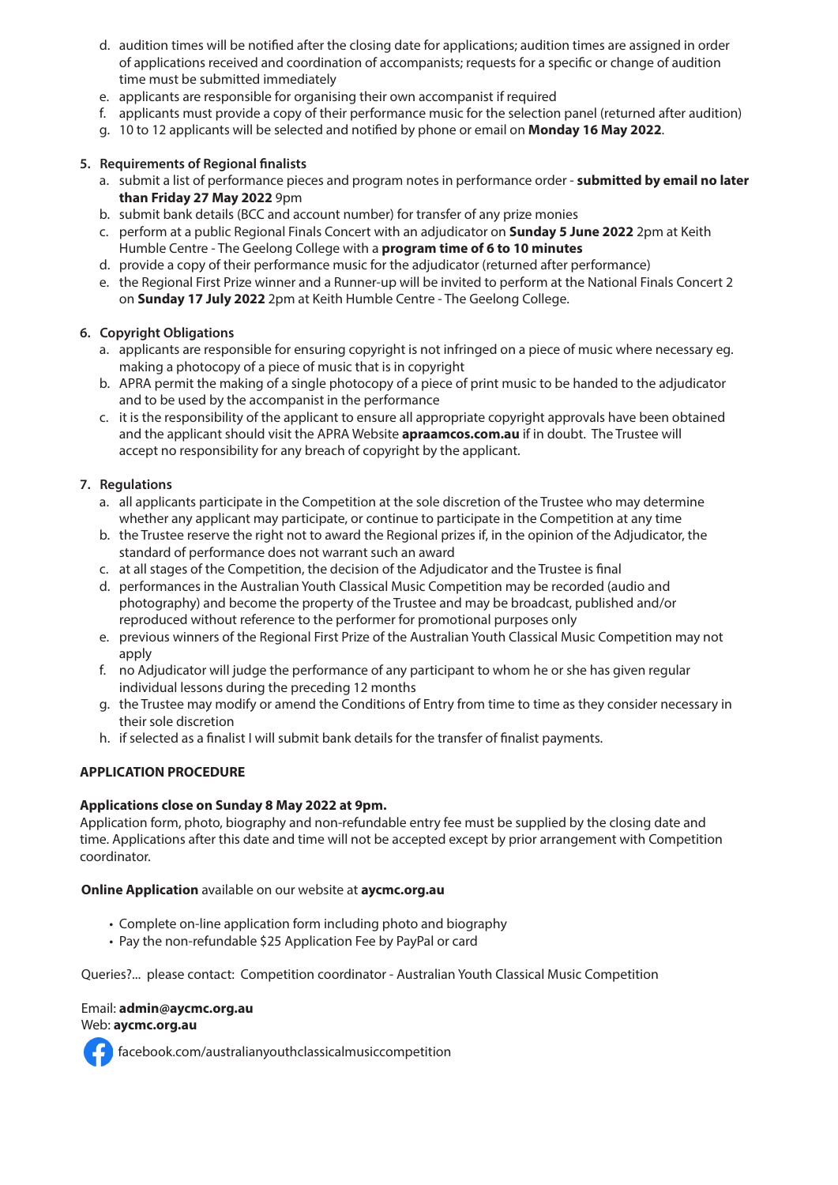d. audition times will be notified after the closing date for applications; audition times are assigned in order of applications received and coordination of accompanists; requests for a specific or change of audition time must be submitted immediately
e. applicants are responsible for organising their own accompanist if required
f. applicants must provide a copy of their performance music for the selection panel (returned after audition)
g. 10 to 12 applicants will be selected and notified by phone or email on **Monday 16 May 2022**.

**5. Requirements of Regional finalists**

a. submit a list of performance pieces and program notes in performance order - **submitted by email no later than Friday 27 May 2022** 9pm
b. submit bank details (BCC and account number) for transfer of any prize monies
c. perform at a public Regional Finals Concert with an adjudicator on **Sunday 5 June 2022** 2pm at Keith Humble Centre - The Geelong College with a **program time of 6 to 10 minutes**
d. provide a copy of their performance music for the adjudicator (returned after performance)
e. the Regional First Prize winner and a Runner-up will be invited to perform at the National Finals Concert 2 on **Sunday 17 July 2022** 2pm at Keith Humble Centre - The Geelong College.

**6. Copyright Obligations**

a. applicants are responsible for ensuring copyright is not infringed on a piece of music where necessary eg. making a photocopy of a piece of music that is in copyright
b. APRA permit the making of a single photocopy of a piece of print music to be handed to the adjudicator and to be used by the accompanist in the performance
c. it is the responsibility of the applicant to ensure all appropriate copyright approvals have been obtained and the applicant should visit the APRA Website **apraamcos.com.au** if in doubt. The Trustee will accept no responsibility for any breach of copyright by the applicant.

**7. Regulations**

a. all applicants participate in the Competition at the sole discretion of the Trustee who may determine whether any applicant may participate, or continue to participate in the Competition at any time
b. the Trustee reserve the right not to award the Regional prizes if, in the opinion of the Adjudicator, the standard of performance does not warrant such an award
c. at all stages of the Competition, the decision of the Adjudicator and the Trustee is final
d. performances in the Australian Youth Classical Music Competition may be recorded (audio and photography) and become the property of the Trustee and may be broadcast, published and/or reproduced without reference to the performer for promotional purposes only
e. previous winners of the Regional First Prize of the Australian Youth Classical Music Competition may not apply
f. no Adjudicator will judge the performance of any participant to whom he or she has given regular individual lessons during the preceding 12 months
g. the Trustee may modify or amend the Conditions of Entry from time to time as they consider necessary in their sole discretion
h. if selected as a finalist I will submit bank details for the transfer of finalist payments.

**APPLICATION PROCEDURE**

**Applications close on Sunday 8 May 2022 at 9pm.**

Application form, photo, biography and non-refundable entry fee must be supplied by the closing date and time. Applications after this date and time will not be accepted except by prior arrangement with Competition coordinator.

**Online Application** available on our website at **aycmc.org.au**

- Complete on-line application form including photo and biography
- Pay the non-refundable $25 Application Fee by PayPal or card

Queries?... please contact: Competition coordinator - Australian Youth Classical Music Competition

Email: **admin@aycmc.org.au**
Web: **aycmc.org.au**

facebook.com/australianyouthclassicalmusiccompetition